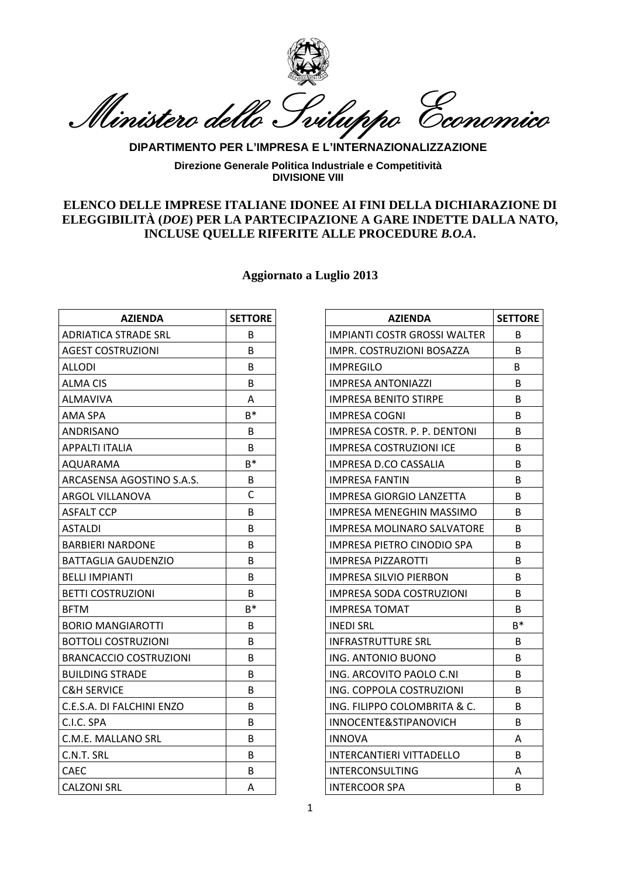# Ministero dello Sviluppo Economico

**DIPARTIMENTO PER L'IMPRESA E L'INTERNAZIONALIZZAZIONE**

**Direzione Generale Politica Industriale e Competitività**
**DIVISIONE VIII**

## ELENCO DELLE IMPRESE ITALIANE IDONEE AI FINI DELLA DICHIARAZIONE DI ELEGGIBILITÀ (*DOE*) PER LA PARTECIPAZIONE A GARE INDETTE DALLA NATO, INCLUSE QUELLE RIFERITE ALLE PROCEDURE *B.O.A*.

**Aggiornato a Luglio 2013**

| AZIENDA | SETTORE |
|---|---|
| ADRIATICA STRADE SRL | B |
| AGEST COSTRUZIONI | B |
| ALLODI | B |
| ALMA CIS | B |
| ALMAVIVA | A |
| AMA SPA | B* |
| ANDRISANO | B |
| APPALTI ITALIA | B |
| AQUARAMA | B* |
| ARCASENSA AGOSTINO S.A.S. | B |
| ARGOL VILLANOVA | C |
| ASFALT CCP | B |
| ASTALDI | B |
| BARBIERI NARDONE | B |
| BATTAGLIA GAUDENZIO | B |
| BELLI IMPIANTI | B |
| BETTI COSTRUZIONI | B |
| BFTM | B* |
| BORIO MANGIAROTTI | B |
| BOTTOLI COSTRUZIONI | B |
| BRANCACCIO COSTRUZIONI | B |
| BUILDING STRADE | B |
| C&H SERVICE | B |
| C.E.S.A. DI FALCHINI ENZO | B |
| C.I.C. SPA | B |
| C.M.E. MALLANO SRL | B |
| C.N.T. SRL | B |
| CAEC | B |
| CALZONI SRL | A |
| IMPIANTI COSTR GROSSI WALTER | B |
| IMPR. COSTRUZIONI BOSAZZA | B |
| IMPREGILO | B |
| IMPRESA ANTONIAZZI | B |
| IMPRESA BENITO STIRPE | B |
| IMPRESA COGNI | B |
| IMPRESA COSTR. P. P. DENTONI | B |
| IMPRESA COSTRUZIONI ICE | B |
| IMPRESA D.CO CASSALIA | B |
| IMPRESA FANTIN | B |
| IMPRESA GIORGIO LANZETTA | B |
| IMPRESA MENEGHIN MASSIMO | B |
| IMPRESA MOLINARO SALVATORE | B |
| IMPRESA PIETRO CINODIO SPA | B |
| IMPRESA PIZZAROTTI | B |
| IMPRESA SILVIO PIERBON | B |
| IMPRESA SODA COSTRUZIONI | B |
| IMPRESA TOMAT | B |
| INEDI SRL | B* |
| INFRASTRUTTURE SRL | B |
| ING. ANTONIO BUONO | B |
| ING. ARCOVITO PAOLO C.NI | B |
| ING. COPPOLA COSTRUZIONI | B |
| ING. FILIPPO COLOMBRITA & C. | B |
| INNOCENTE&STIPANOVICH | B |
| INNOVA | A |
| INTERCANTIERI VITTADELLO | B |
| INTERCONSULTING | A |
| INTERCOOR SPA | B |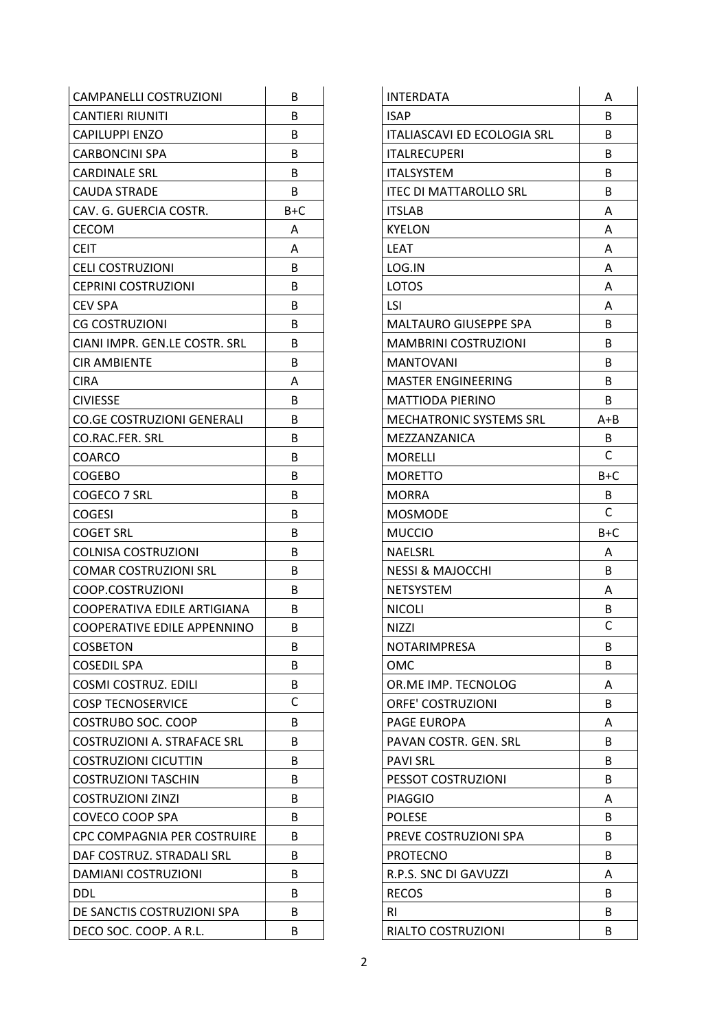| CAMPANELLI COSTRUZIONI | B |
|---|---|
| CANTIERI RIUNITI | B |
| CAPILUPPI ENZO | B |
| CARBONCINI SPA | B |
| CARDINALE SRL | B |
| CAUDA STRADE | B |
| CAV. G. GUERCIA COSTR. | B+C |
| CECOM | A |
| CEIT | A |
| CELI COSTRUZIONI | B |
| CEPRINI COSTRUZIONI | B |
| CEV SPA | B |
| CG COSTRUZIONI | B |
| CIANI IMPR. GEN.LE COSTR. SRL | B |
| CIR AMBIENTE | B |
| CIRA | A |
| CIVIESSE | B |
| CO.GE COSTRUZIONI GENERALI | B |
| CO.RAC.FER. SRL | B |
| COARCO | B |
| COGEBO | B |
| COGECO 7 SRL | B |
| COGESI | B |
| COGET SRL | B |
| COLNISA COSTRUZIONI | B |
| COMAR COSTRUZIONI SRL | B |
| COOP.COSTRUZIONI | B |
| COOPERATIVA EDILE ARTIGIANA | B |
| COOPERATIVE EDILE APPENNINO | B |
| COSBETON | B |
| COSEDIL SPA | B |
| COSMI COSTRUZ. EDILI | B |
| COSP TECNOSERVICE | C |
| COSTRUBO SOC. COOP | B |
| COSTRUZIONI A. STRAFACE SRL | B |
| COSTRUZIONI CICUTTIN | B |
| COSTRUZIONI TASCHIN | B |
| COSTRUZIONI ZINZI | B |
| COVECO COOP SPA | B |
| CPC COMPAGNIA PER COSTRUIRE | B |
| DAF COSTRUZ. STRADALI SRL | B |
| DAMIANI COSTRUZIONI | B |
| DDL | B |
| DE SANCTIS COSTRUZIONI SPA | B |
| DECO SOC. COOP. A R.L. | B |

| INTERDATA | A |
|---|---|
| ISAP | B |
| ITALIASCAVI ED ECOLOGIA SRL | B |
| ITALRECUPERI | B |
| ITALSYSTEM | B |
| ITEC DI MATTAROLLO SRL | B |
| ITSLAB | A |
| KYELON | A |
| LEAT | A |
| LOG.IN | A |
| LOTOS | A |
| LSI | A |
| MALTAURO GIUSEPPE SPA | B |
| MAMBRINI COSTRUZIONI | B |
| MANTOVANI | B |
| MASTER ENGINEERING | B |
| MATTIODA PIERINO | B |
| MECHATRONIC SYSTEMS SRL | A+B |
| MEZZANZANICA | B |
| MORELLI | C |
| MORETTO | B+C |
| MORRA | B |
| MOSMODE | C |
| MUCCIO | B+C |
| NAELSRL | A |
| NESSI & MAJOCCHI | B |
| NETSYSTEM | A |
| NICOLI | B |
| NIZZI | C |
| NOTARIMPRESA | B |
| OMC | B |
| OR.ME IMP. TECNOLOG | A |
| ORFE' COSTRUZIONI | B |
| PAGE EUROPA | A |
| PAVAN COSTR. GEN. SRL | B |
| PAVI SRL | B |
| PESSOT COSTRUZIONI | B |
| PIAGGIO | A |
| POLESE | B |
| PREVE COSTRUZIONI SPA | B |
| PROTECNO | B |
| R.P.S. SNC DI GAVUZZI | A |
| RECOS | B |
| RI | B |
| RIALTO COSTRUZIONI | B |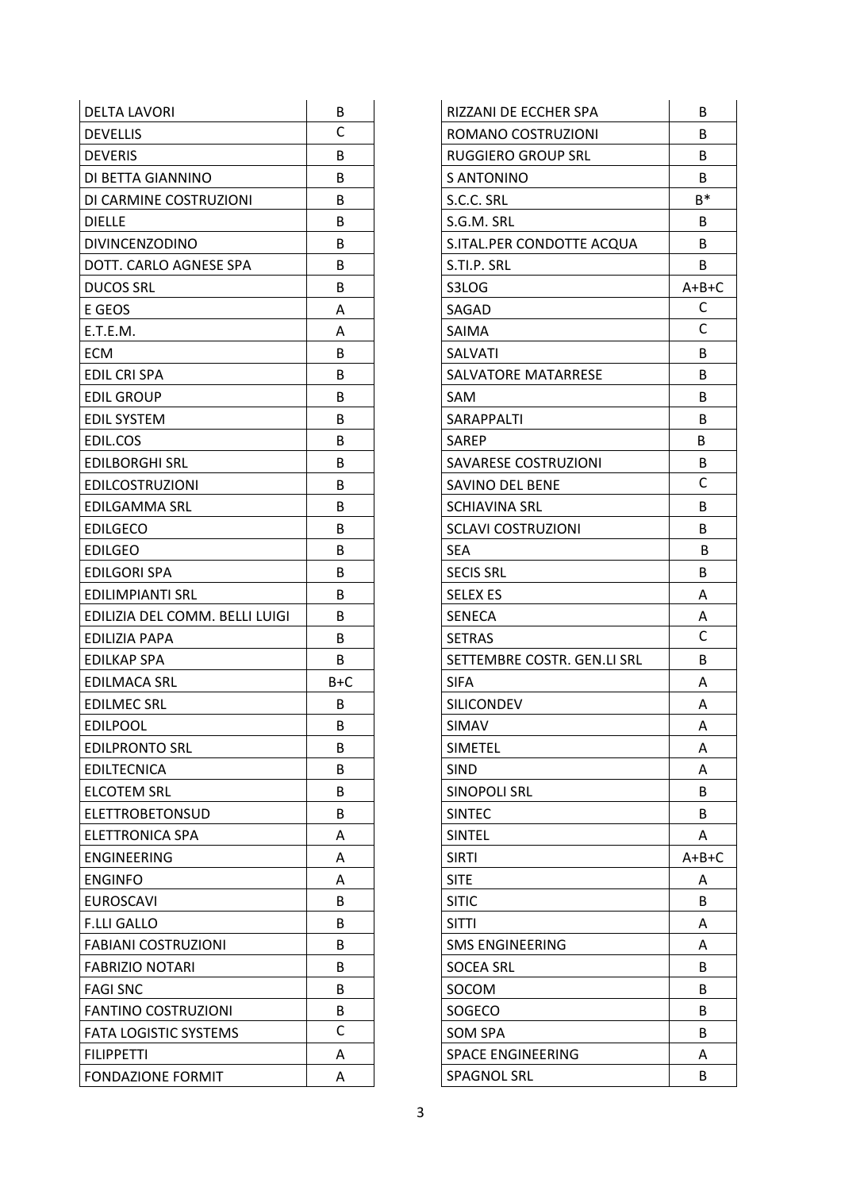| DELTA LAVORI | B |
|---|---|
| DEVELLIS | C |
| DEVERIS | B |
| DI BETTA GIANNINO | B |
| DI CARMINE COSTRUZIONI | B |
| DIELLE | B |
| DIVINCENZODINO | B |
| DOTT. CARLO AGNESE SPA | B |
| DUCOS SRL | B |
| E GEOS | A |
| E.T.E.M. | A |
| ECM | B |
| EDIL CRI SPA | B |
| EDIL GROUP | B |
| EDIL SYSTEM | B |
| EDIL.COS | B |
| EDILBORGHI SRL | B |
| EDILCOSTRUZIONI | B |
| EDILGAMMA SRL | B |
| EDILGECO | B |
| EDILGEO | B |
| EDILGORI SPA | B |
| EDILIMPIANTI SRL | B |
| EDILIZIA DEL COMM. BELLI LUIGI | B |
| EDILIZIA PAPA | B |
| EDILKAP SPA | B |
| EDILMACA SRL | B+C |
| EDILMEC SRL | B |
| EDILPOOL | B |
| EDILPRONTO SRL | B |
| EDILTECNICA | B |
| ELCOTEM SRL | B |
| ELETTROBETONSUD | B |
| ELETTRONICA SPA | A |
| ENGINEERING | A |
| ENGINFO | A |
| EUROSCAVI | B |
| F.LLI GALLO | B |
| FABIANI COSTRUZIONI | B |
| FABRIZIO NOTARI | B |
| FAGI SNC | B |
| FANTINO COSTRUZIONI | B |
| FATA LOGISTIC SYSTEMS | C |
| FILIPPETTI | A |
| FONDAZIONE FORMIT | A |

| RIZZANI DE ECCHER SPA | B |
|---|---|
| ROMANO COSTRUZIONI | B |
| RUGGIERO GROUP SRL | B |
| S ANTONINO | B |
| S.C.C. SRL | B* |
| S.G.M. SRL | B |
| S.ITAL.PER CONDOTTE ACQUA | B |
| S.TI.P. SRL | B |
| S3LOG | A+B+C |
| SAGAD | C |
| SAIMA | C |
| SALVATI | B |
| SALVATORE MATARRESE | B |
| SAM | B |
| SARAPPALTI | B |
| SAREP | B |
| SAVARESE COSTRUZIONI | B |
| SAVINO DEL BENE | C |
| SCHIAVINA SRL | B |
| SCLAVI COSTRUZIONI | B |
| SEA | B |
| SECIS SRL | B |
| SELEX ES | A |
| SENECA | A |
| SETRAS | C |
| SETTEMBRE COSTR. GEN.LI SRL | B |
| SIFA | A |
| SILICONDEV | A |
| SIMAV | A |
| SIMETEL | A |
| SIND | A |
| SINOPOLI SRL | B |
| SINTEC | B |
| SINTEL | A |
| SIRTI | A+B+C |
| SITE | A |
| SITIC | B |
| SITTI | A |
| SMS ENGINEERING | A |
| SOCEA SRL | B |
| SOCOM | B |
| SOGECO | B |
| SOM SPA | B |
| SPACE ENGINEERING | A |
| SPAGNOL SRL | B |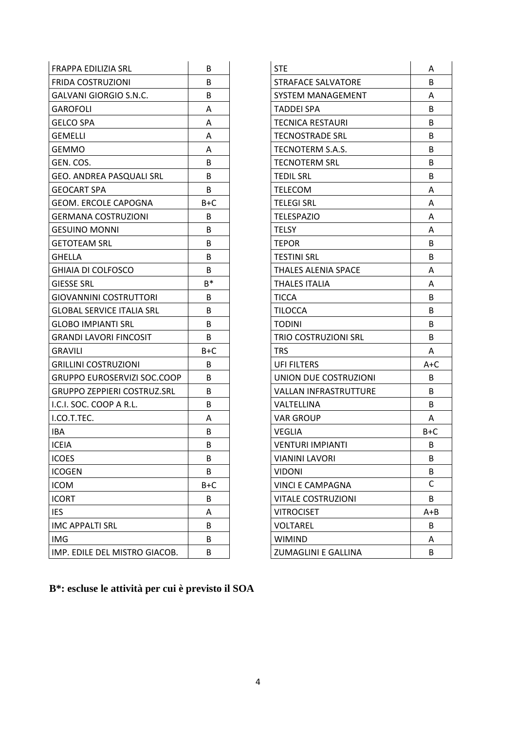| | |
|---|---|
| FRAPPA EDILIZIA SRL | B |
| FRIDA COSTRUZIONI | B |
| GALVANI GIORGIO S.N.C. | B |
| GAROFOLI | A |
| GELCO SPA | A |
| GEMELLI | A |
| GEMMO | A |
| GEN. COS. | B |
| GEO. ANDREA PASQUALI SRL | B |
| GEOCART SPA | B |
| GEOM. ERCOLE CAPOGNA | B+C |
| GERMANA COSTRUZIONI | B |
| GESUINO MONNI | B |
| GETOTEAM SRL | B |
| GHELLA | B |
| GHIAIA DI COLFOSCO | B |
| GIESSE SRL | B* |
| GIOVANNINI COSTRUTTORI | B |
| GLOBAL SERVICE ITALIA SRL | B |
| GLOBO IMPIANTI SRL | B |
| GRANDI LAVORI FINCOSIT | B |
| GRAVILI | B+C |
| GRILLINI COSTRUZIONI | B |
| GRUPPO EUROSERVIZI SOC.COOP | B |
| GRUPPO ZEPPIERI COSTRUZ.SRL | B |
| I.C.I. SOC. COOP A R.L. | B |
| I.CO.T.TEC. | A |
| IBA | B |
| ICEIA | B |
| ICOES | B |
| ICOGEN | B |
| ICOM | B+C |
| ICORT | B |
| IES | A |
| IMC APPALTI SRL | B |
| IMG | B |
| IMP. EDILE DEL MISTRO GIACOB. | B |
| STE | A |
| STRAFACE SALVATORE | B |
| SYSTEM MANAGEMENT | A |
| TADDEI SPA | B |
| TECNICA RESTAURI | B |
| TECNOSTRADE SRL | B |
| TECNOTERM S.A.S. | B |
| TECNOTERM SRL | B |
| TEDIL SRL | B |
| TELECOM | A |
| TELEGI SRL | A |
| TELESPAZIO | A |
| TELSY | A |
| TEPOR | B |
| TESTINI SRL | B |
| THALES ALENIA SPACE | A |
| THALES ITALIA | A |
| TICCA | B |
| TILOCCA | B |
| TODINI | B |
| TRIO COSTRUZIONI SRL | B |
| TRS | A |
| UFI FILTERS | A+C |
| UNION DUE COSTRUZIONI | B |
| VALLAN INFRASTRUTTURE | B |
| VALTELLINA | B |
| VAR GROUP | A |
| VEGLIA | B+C |
| VENTURI IMPIANTI | B |
| VIANINI LAVORI | B |
| VIDONI | B |
| VINCI E CAMPAGNA | C |
| VITALE COSTRUZIONI | B |
| VITROCISET | A+B |
| VOLTAREL | B |
| WIMIND | A |
| ZUMAGLINI E GALLINA | B |

**B*: escluse le attività per cui è previsto il SOA**